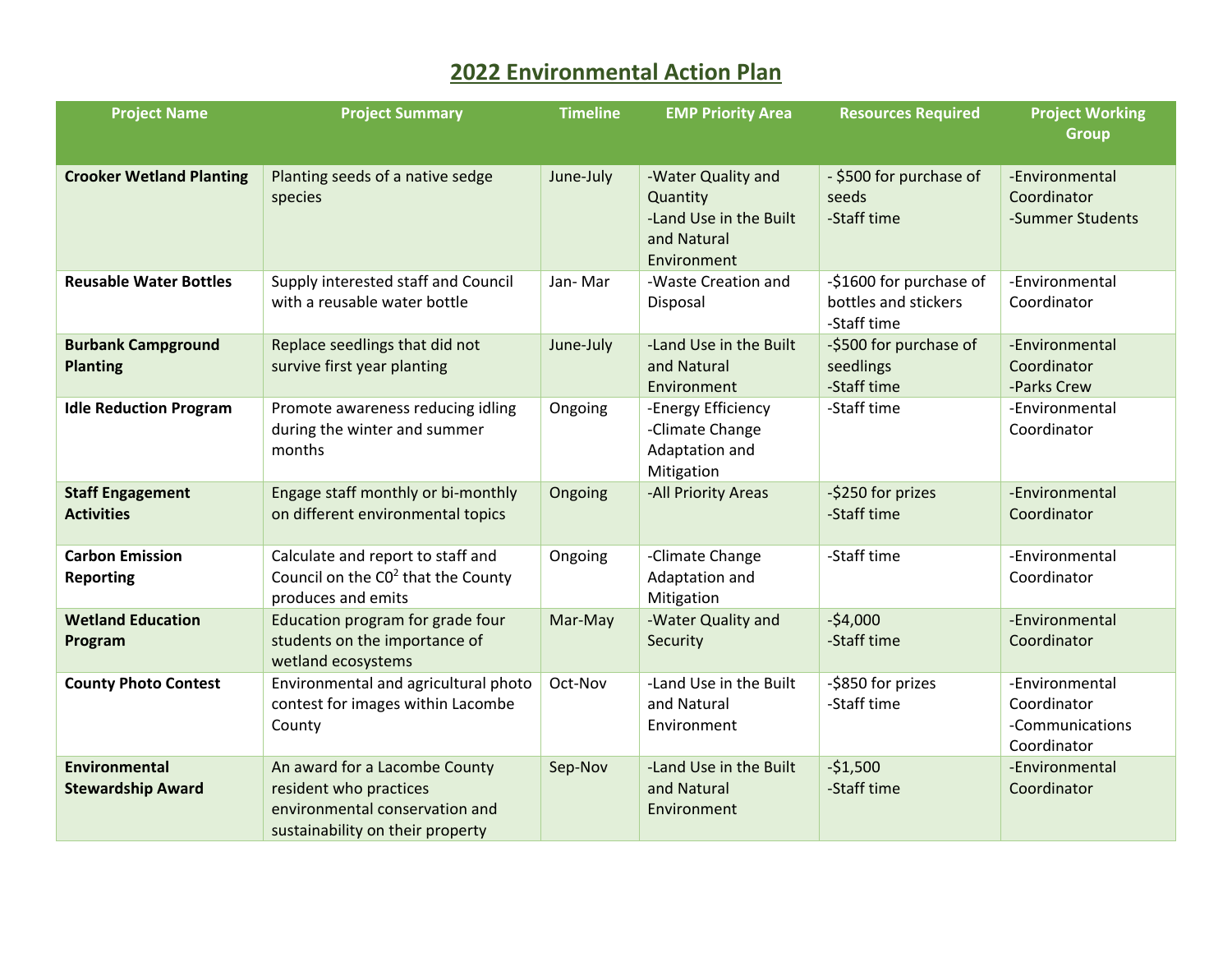# 2022 Environmental Action Plan

| Project Name | Project Summary | Timeline | EMP Priority Area | Resources Required | Project Working Group |
|---|---|---|---|---|---|
| **Crooker Wetland Planting** | Planting seeds of a native sedge species | June-July | -Water Quality and Quantity<br>-Land Use in the Built and Natural Environment | - $500 for purchase of seeds<br>-Staff time | -Environmental Coordinator<br>-Summer Students |
| **Reusable Water Bottles** | Supply interested staff and Council with a reusable water bottle | Jan- Mar | -Waste Creation and Disposal | -$1600 for purchase of bottles and stickers<br>-Staff time | -Environmental Coordinator |
| **Burbank Campground Planting** | Replace seedlings that did not survive first year planting | June-July | -Land Use in the Built and Natural Environment | -$500 for purchase of seedlings<br>-Staff time | -Environmental Coordinator<br>-Parks Crew |
| **Idle Reduction Program** | Promote awareness reducing idling during the winter and summer months | Ongoing | -Energy Efficiency<br>-Climate Change Adaptation and Mitigation | -Staff time | -Environmental Coordinator |
| **Staff Engagement Activities** | Engage staff monthly or bi-monthly on different environmental topics | Ongoing | -All Priority Areas | -$250 for prizes<br>-Staff time | -Environmental Coordinator |
| **Carbon Emission Reporting** | Calculate and report to staff and Council on the $C0^2$ that the County produces and emits | Ongoing | -Climate Change Adaptation and Mitigation | -Staff time | -Environmental Coordinator |
| **Wetland Education Program** | Education program for grade four students on the importance of wetland ecosystems | Mar-May | -Water Quality and Security | -$4,000<br>-Staff time | -Environmental Coordinator |
| **County Photo Contest** | Environmental and agricultural photo contest for images within Lacombe County | Oct-Nov | -Land Use in the Built and Natural Environment | -$850 for prizes<br>-Staff time | -Environmental Coordinator<br>-Communications Coordinator |
| **Environmental Stewardship Award** | An award for a Lacombe County resident who practices environmental conservation and sustainability on their property | Sep-Nov | -Land Use in the Built and Natural Environment | -$1,500<br>-Staff time | -Environmental Coordinator |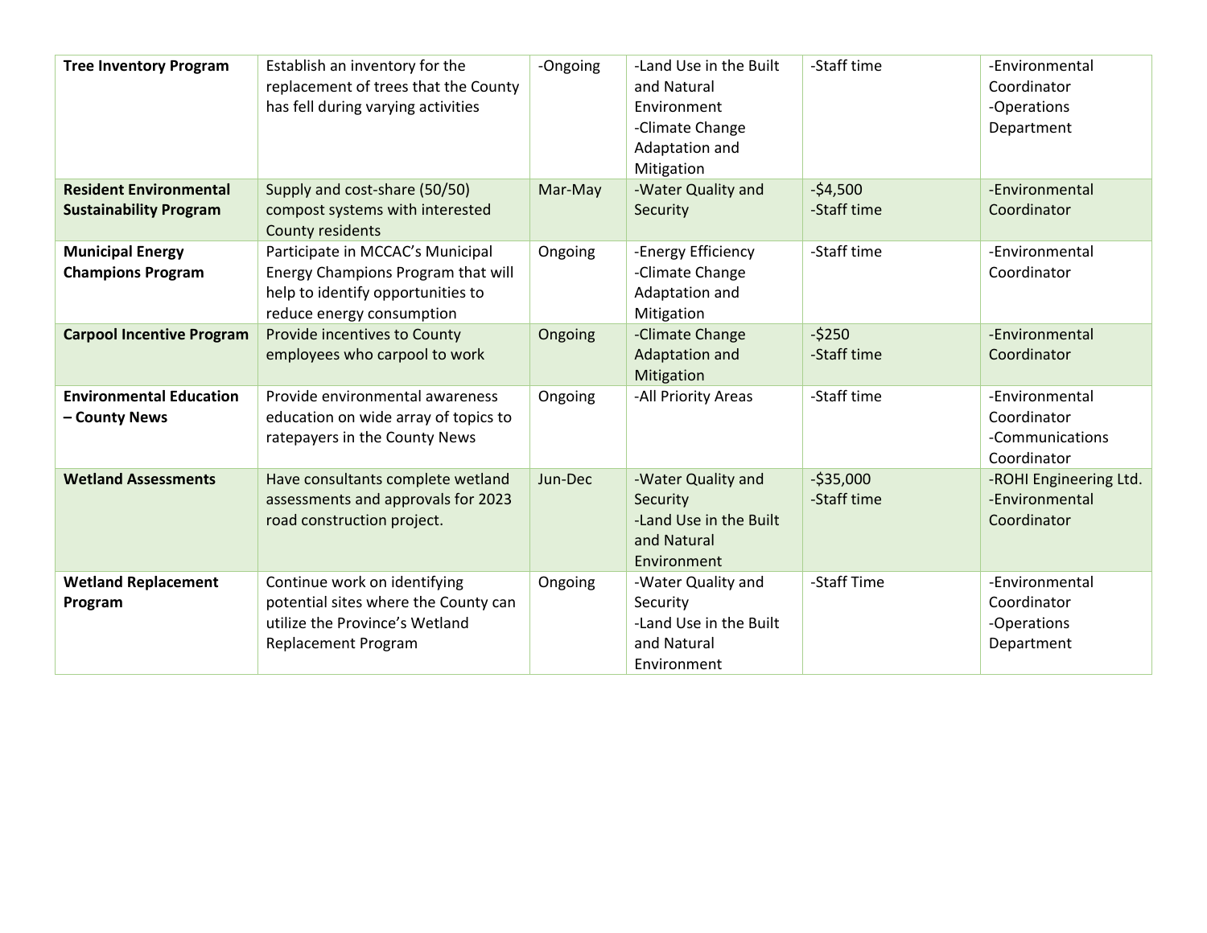| | | | | | |
|---|---|---|---|---|---|
| **Tree Inventory Program** | Establish an inventory for the replacement of trees that the County has fell during varying activities | -Ongoing | -Land Use in the Built and Natural Environment<br>-Climate Change Adaptation and Mitigation | -Staff time | -Environmental Coordinator<br>-Operations Department |
| **Resident Environmental Sustainability Program** | Supply and cost-share (50/50) compost systems with interested County residents | Mar-May | -Water Quality and Security | -$4,500<br>-Staff time | -Environmental Coordinator |
| **Municipal Energy Champions Program** | Participate in MCCAC's Municipal Energy Champions Program that will help to identify opportunities to reduce energy consumption | Ongoing | -Energy Efficiency<br>-Climate Change Adaptation and Mitigation | -Staff time | -Environmental Coordinator |
| **Carpool Incentive Program** | Provide incentives to County employees who carpool to work | Ongoing | -Climate Change Adaptation and Mitigation | -$250<br>-Staff time | -Environmental Coordinator |
| **Environmental Education – County News** | Provide environmental awareness education on wide array of topics to ratepayers in the County News | Ongoing | -All Priority Areas | -Staff time | -Environmental Coordinator<br>-Communications Coordinator |
| **Wetland Assessments** | Have consultants complete wetland assessments and approvals for 2023 road construction project. | Jun-Dec | -Water Quality and Security<br>-Land Use in the Built and Natural Environment | -$35,000<br>-Staff time | -ROHI Engineering Ltd.<br>-Environmental Coordinator |
| **Wetland Replacement Program** | Continue work on identifying potential sites where the County can utilize the Province's Wetland Replacement Program | Ongoing | -Water Quality and Security<br>-Land Use in the Built and Natural Environment | -Staff Time | -Environmental Coordinator<br>-Operations Department |